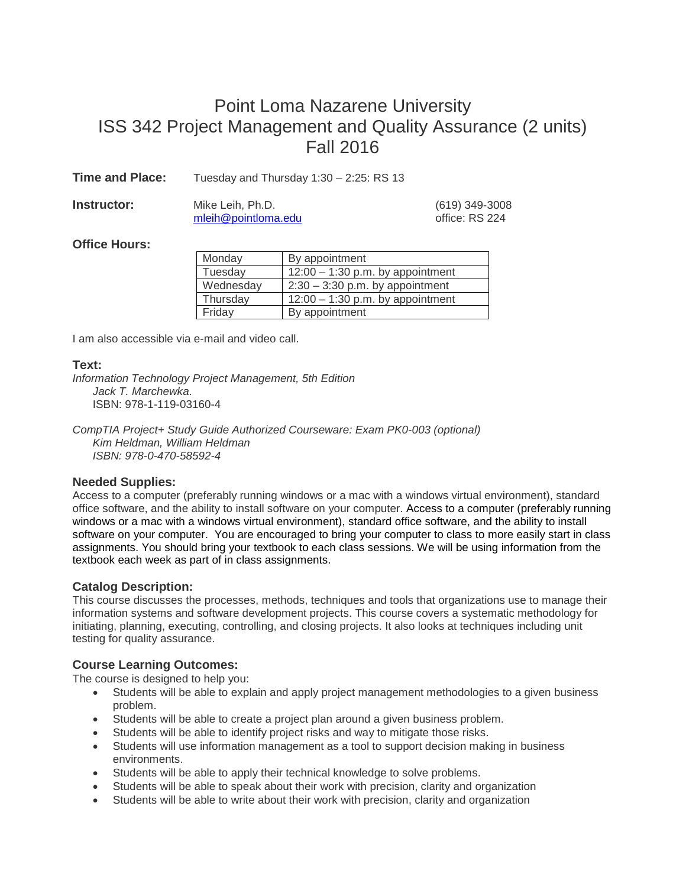# Point Loma Nazarene University
# ISS 342 Project Management and Quality Assurance (2 units)
# Fall 2016

**Time and Place:** Tuesday and Thursday 1:30 – 2:25: RS 13

**Instructor:** Mike Leih, Ph.D. — [mleih@pointloma.edu](mailto:mleih@pointloma.edu) — (619) 349-3008 — office: RS 224

**Office Hours:**

| Day | Hours |
|---|---|
| Monday | By appointment |
| Tuesday | 12:00 – 1:30 p.m. by appointment |
| Wednesday | 2:30 – 3:30 p.m. by appointment |
| Thursday | 12:00 – 1:30 p.m. by appointment |
| Friday | By appointment |

I am also accessible via e-mail and video call.

### Text:

*Information Technology Project Management, 5th Edition*
*Jack T. Marchewka.*
ISBN: 978-1-119-03160-4

*CompTIA Project+ Study Guide Authorized Courseware: Exam PK0-003 (optional)*
*Kim Heldman, William Heldman*
*ISBN: 978-0-470-58592-4*

### Needed Supplies:

Access to a computer (preferably running windows or a mac with a windows virtual environment), standard office software, and the ability to install software on your computer. Access to a computer (preferably running windows or a mac with a windows virtual environment), standard office software, and the ability to install software on your computer. You are encouraged to bring your computer to class to more easily start in class assignments. You should bring your textbook to each class sessions. We will be using information from the textbook each week as part of in class assignments.

### Catalog Description:

This course discusses the processes, methods, techniques and tools that organizations use to manage their information systems and software development projects. This course covers a systematic methodology for initiating, planning, executing, controlling, and closing projects. It also looks at techniques including unit testing for quality assurance.

### Course Learning Outcomes:

The course is designed to help you:

- Students will be able to explain and apply project management methodologies to a given business problem.
- Students will be able to create a project plan around a given business problem.
- Students will be able to identify project risks and way to mitigate those risks.
- Students will use information management as a tool to support decision making in business environments.
- Students will be able to apply their technical knowledge to solve problems.
- Students will be able to speak about their work with precision, clarity and organization
- Students will be able to write about their work with precision, clarity and organization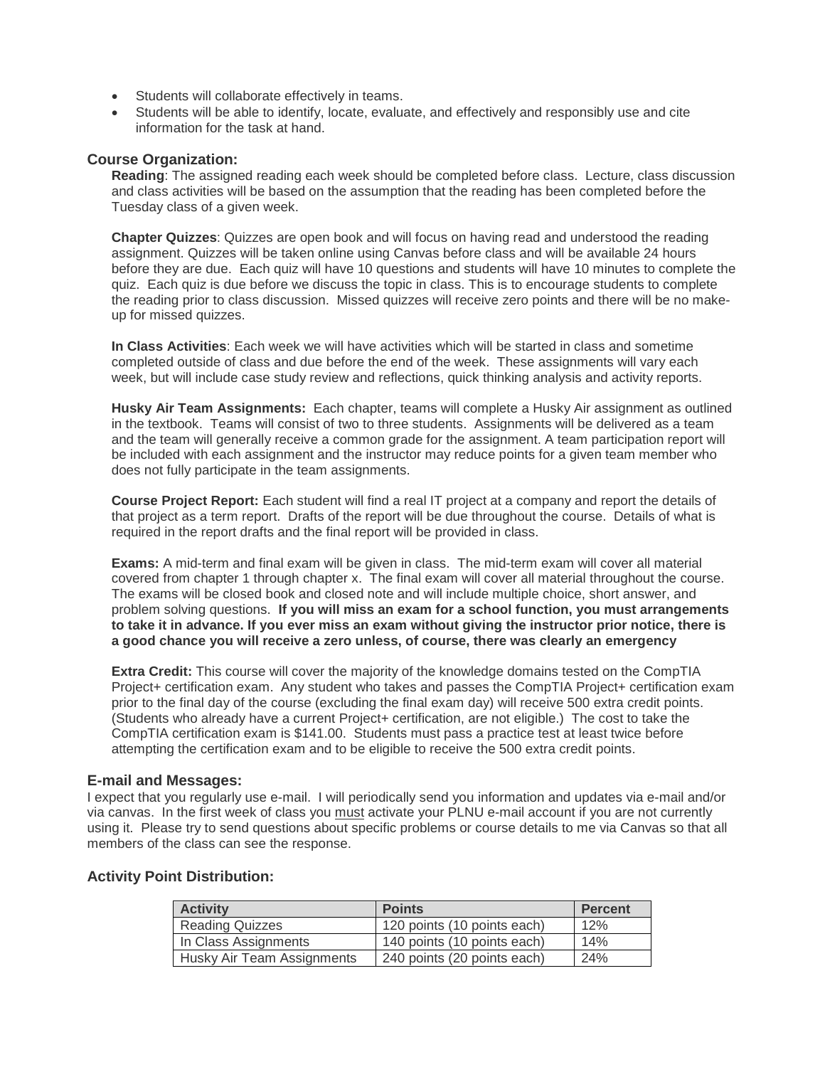- Students will collaborate effectively in teams.
- Students will be able to identify, locate, evaluate, and effectively and responsibly use and cite information for the task at hand.

### Course Organization:

**Reading**: The assigned reading each week should be completed before class. Lecture, class discussion and class activities will be based on the assumption that the reading has been completed before the Tuesday class of a given week.

**Chapter Quizzes**: Quizzes are open book and will focus on having read and understood the reading assignment. Quizzes will be taken online using Canvas before class and will be available 24 hours before they are due. Each quiz will have 10 questions and students will have 10 minutes to complete the quiz. Each quiz is due before we discuss the topic in class. This is to encourage students to complete the reading prior to class discussion. Missed quizzes will receive zero points and there will be no make-up for missed quizzes.

**In Class Activities**: Each week we will have activities which will be started in class and sometime completed outside of class and due before the end of the week. These assignments will vary each week, but will include case study review and reflections, quick thinking analysis and activity reports.

**Husky Air Team Assignments:** Each chapter, teams will complete a Husky Air assignment as outlined in the textbook. Teams will consist of two to three students. Assignments will be delivered as a team and the team will generally receive a common grade for the assignment. A team participation report will be included with each assignment and the instructor may reduce points for a given team member who does not fully participate in the team assignments.

**Course Project Report:** Each student will find a real IT project at a company and report the details of that project as a term report. Drafts of the report will be due throughout the course. Details of what is required in the report drafts and the final report will be provided in class.

**Exams:** A mid-term and final exam will be given in class. The mid-term exam will cover all material covered from chapter 1 through chapter x. The final exam will cover all material throughout the course. The exams will be closed book and closed note and will include multiple choice, short answer, and problem solving questions. **If you will miss an exam for a school function, you must arrangements to take it in advance. If you ever miss an exam without giving the instructor prior notice, there is a good chance you will receive a zero unless, of course, there was clearly an emergency**

**Extra Credit:** This course will cover the majority of the knowledge domains tested on the CompTIA Project+ certification exam. Any student who takes and passes the CompTIA Project+ certification exam prior to the final day of the course (excluding the final exam day) will receive 500 extra credit points. (Students who already have a current Project+ certification, are not eligible.) The cost to take the CompTIA certification exam is $141.00. Students must pass a practice test at least twice before attempting the certification exam and to be eligible to receive the 500 extra credit points.

### E-mail and Messages:

I expect that you regularly use e-mail. I will periodically send you information and updates via e-mail and/or via canvas. In the first week of class you <u>must</u> activate your PLNU e-mail account if you are not currently using it. Please try to send questions about specific problems or course details to me via Canvas so that all members of the class can see the response.

### Activity Point Distribution:

| Activity | Points | Percent |
|---|---|---|
| Reading Quizzes | 120 points (10 points each) | 12% |
| In Class Assignments | 140 points (10 points each) | 14% |
| Husky Air Team Assignments | 240 points (20 points each) | 24% |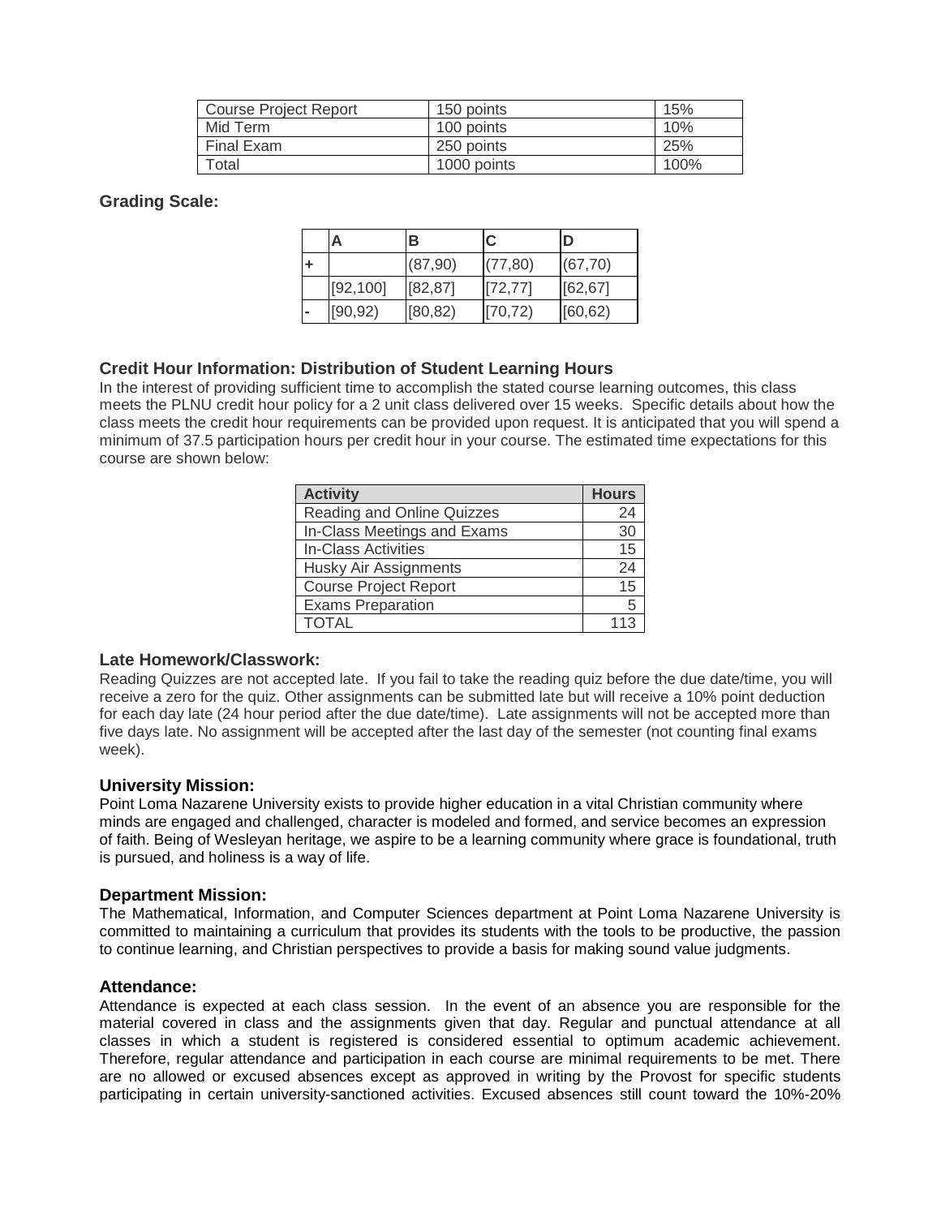| Course Project Report | 150 points | 15% |
|---|---|---|
| Mid Term | 100 points | 10% |
| Final Exam | 250 points | 25% |
| Total | 1000 points | 100% |

**Grading Scale:**

| | A | B | C | D |
|---|---|---|---|---|
| + | | (87,90) | (77,80) | (67,70) |
| | [92,100] | [82,87] | [72,77] | [62,67] |
| - | [90,92) | [80,82) | [70,72) | [60,62) |

**Credit Hour Information: Distribution of Student Learning Hours**

In the interest of providing sufficient time to accomplish the stated course learning outcomes, this class meets the PLNU credit hour policy for a 2 unit class delivered over 15 weeks. Specific details about how the class meets the credit hour requirements can be provided upon request. It is anticipated that you will spend a minimum of 37.5 participation hours per credit hour in your course. The estimated time expectations for this course are shown below:

| Activity | Hours |
|---|---|
| Reading and Online Quizzes | 24 |
| In-Class Meetings and Exams | 30 |
| In-Class Activities | 15 |
| Husky Air Assignments | 24 |
| Course Project Report | 15 |
| Exams Preparation | 5 |
| TOTAL | 113 |

**Late Homework/Classwork:**

Reading Quizzes are not accepted late. If you fail to take the reading quiz before the due date/time, you will receive a zero for the quiz. Other assignments can be submitted late but will receive a 10% point deduction for each day late (24 hour period after the due date/time). Late assignments will not be accepted more than five days late. No assignment will be accepted after the last day of the semester (not counting final exams week).

**University Mission:**

Point Loma Nazarene University exists to provide higher education in a vital Christian community where minds are engaged and challenged, character is modeled and formed, and service becomes an expression of faith. Being of Wesleyan heritage, we aspire to be a learning community where grace is foundational, truth is pursued, and holiness is a way of life.

**Department Mission:**

The Mathematical, Information, and Computer Sciences department at Point Loma Nazarene University is committed to maintaining a curriculum that provides its students with the tools to be productive, the passion to continue learning, and Christian perspectives to provide a basis for making sound value judgments.

**Attendance:**

Attendance is expected at each class session. In the event of an absence you are responsible for the material covered in class and the assignments given that day. Regular and punctual attendance at all classes in which a student is registered is considered essential to optimum academic achievement. Therefore, regular attendance and participation in each course are minimal requirements to be met. There are no allowed or excused absences except as approved in writing by the Provost for specific students participating in certain university-sanctioned activities. Excused absences still count toward the 10%-20%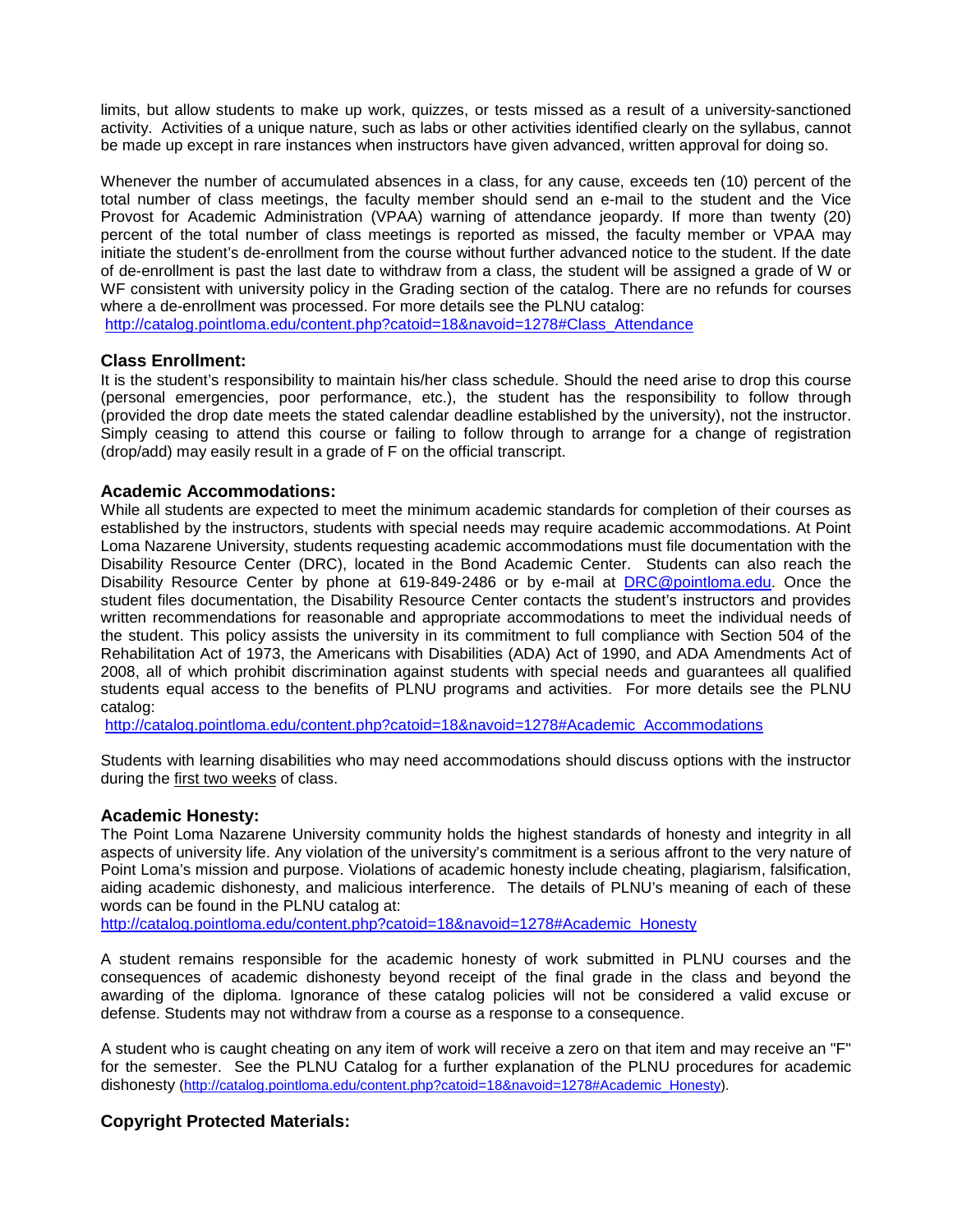limits, but allow students to make up work, quizzes, or tests missed as a result of a university-sanctioned activity. Activities of a unique nature, such as labs or other activities identified clearly on the syllabus, cannot be made up except in rare instances when instructors have given advanced, written approval for doing so.

Whenever the number of accumulated absences in a class, for any cause, exceeds ten (10) percent of the total number of class meetings, the faculty member should send an e-mail to the student and the Vice Provost for Academic Administration (VPAA) warning of attendance jeopardy. If more than twenty (20) percent of the total number of class meetings is reported as missed, the faculty member or VPAA may initiate the student's de-enrollment from the course without further advanced notice to the student. If the date of de-enrollment is past the last date to withdraw from a class, the student will be assigned a grade of W or WF consistent with university policy in the Grading section of the catalog. There are no refunds for courses where a de-enrollment was processed. For more details see the PLNU catalog:
http://catalog.pointloma.edu/content.php?catoid=18&navoid=1278#Class_Attendance

### Class Enrollment:

It is the student's responsibility to maintain his/her class schedule. Should the need arise to drop this course (personal emergencies, poor performance, etc.), the student has the responsibility to follow through (provided the drop date meets the stated calendar deadline established by the university), not the instructor. Simply ceasing to attend this course or failing to follow through to arrange for a change of registration (drop/add) may easily result in a grade of F on the official transcript.

### Academic Accommodations:

While all students are expected to meet the minimum academic standards for completion of their courses as established by the instructors, students with special needs may require academic accommodations. At Point Loma Nazarene University, students requesting academic accommodations must file documentation with the Disability Resource Center (DRC), located in the Bond Academic Center. Students can also reach the Disability Resource Center by phone at 619-849-2486 or by e-mail at DRC@pointloma.edu. Once the student files documentation, the Disability Resource Center contacts the student's instructors and provides written recommendations for reasonable and appropriate accommodations to meet the individual needs of the student. This policy assists the university in its commitment to full compliance with Section 504 of the Rehabilitation Act of 1973, the Americans with Disabilities (ADA) Act of 1990, and ADA Amendments Act of 2008, all of which prohibit discrimination against students with special needs and guarantees all qualified students equal access to the benefits of PLNU programs and activities. For more details see the PLNU catalog:
http://catalog.pointloma.edu/content.php?catoid=18&navoid=1278#Academic_Accommodations

Students with learning disabilities who may need accommodations should discuss options with the instructor during the first two weeks of class.

### Academic Honesty:

The Point Loma Nazarene University community holds the highest standards of honesty and integrity in all aspects of university life. Any violation of the university's commitment is a serious affront to the very nature of Point Loma's mission and purpose. Violations of academic honesty include cheating, plagiarism, falsification, aiding academic dishonesty, and malicious interference. The details of PLNU's meaning of each of these words can be found in the PLNU catalog at:
http://catalog.pointloma.edu/content.php?catoid=18&navoid=1278#Academic_Honesty

A student remains responsible for the academic honesty of work submitted in PLNU courses and the consequences of academic dishonesty beyond receipt of the final grade in the class and beyond the awarding of the diploma. Ignorance of these catalog policies will not be considered a valid excuse or defense. Students may not withdraw from a course as a response to a consequence.

A student who is caught cheating on any item of work will receive a zero on that item and may receive an "F" for the semester. See the PLNU Catalog for a further explanation of the PLNU procedures for academic dishonesty (http://catalog.pointloma.edu/content.php?catoid=18&navoid=1278#Academic_Honesty).

### Copyright Protected Materials: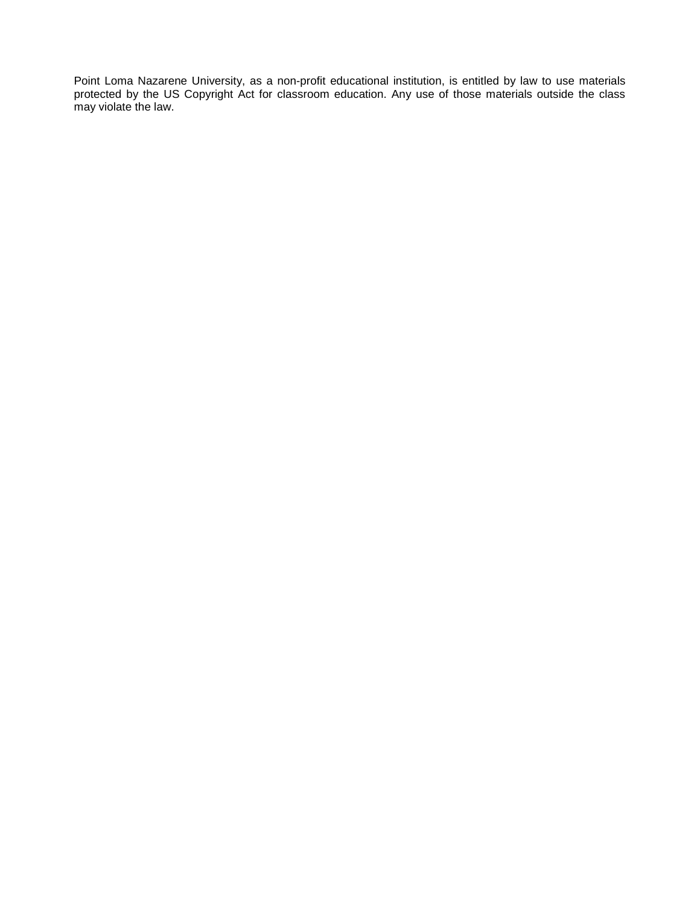Point Loma Nazarene University, as a non-profit educational institution, is entitled by law to use materials protected by the US Copyright Act for classroom education. Any use of those materials outside the class may violate the law.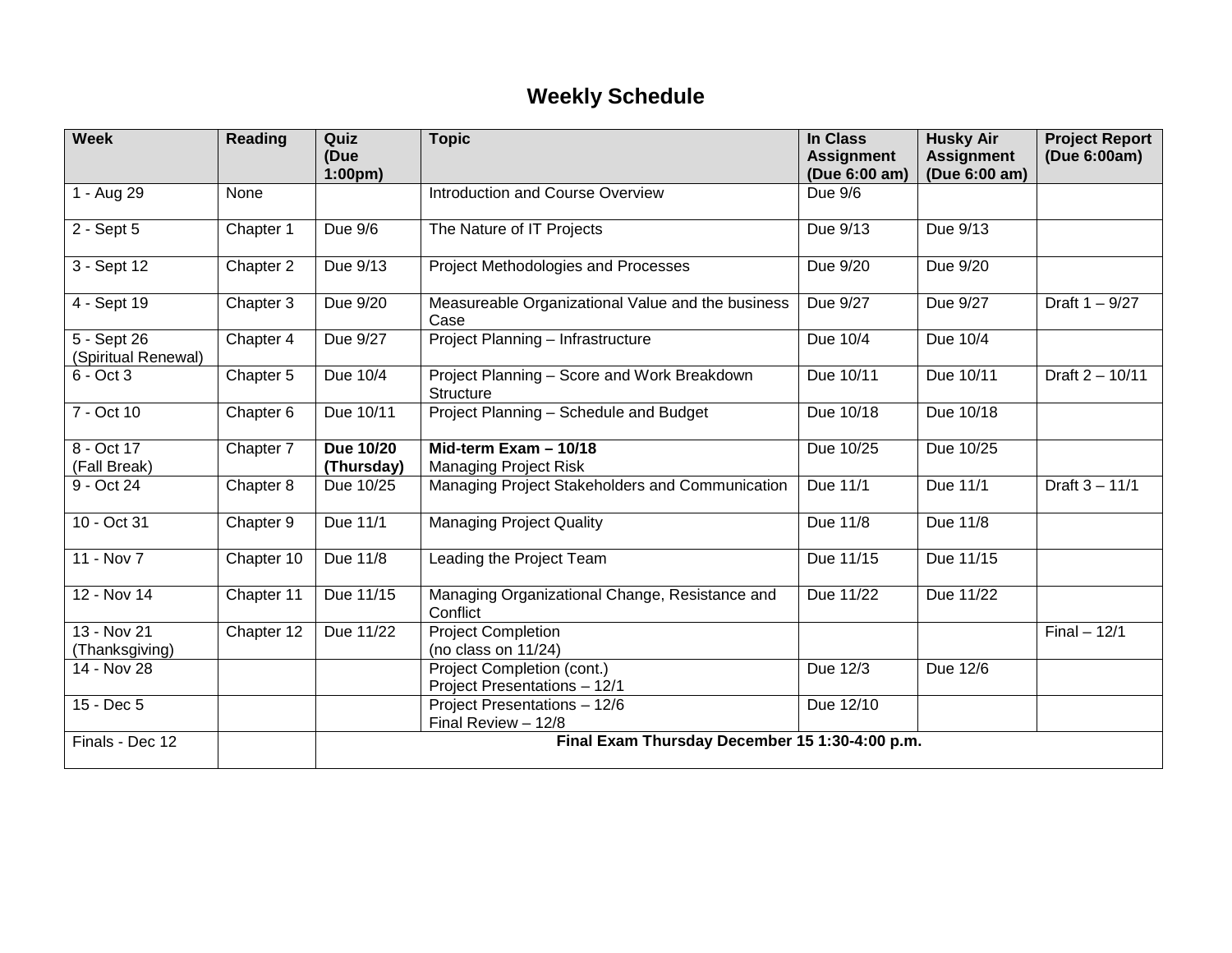# Weekly Schedule

| Week | Reading | Quiz (Due 1:00pm) | Topic | In Class Assignment (Due 6:00 am) | Husky Air Assignment (Due 6:00 am) | Project Report (Due 6:00am) |
|---|---|---|---|---|---|---|
| 1 - Aug 29 | None | | Introduction and Course Overview | Due 9/6 | | |
| 2 - Sept 5 | Chapter 1 | Due 9/6 | The Nature of IT Projects | Due 9/13 | Due 9/13 | |
| 3 - Sept 12 | Chapter 2 | Due 9/13 | Project Methodologies and Processes | Due 9/20 | Due 9/20 | |
| 4 - Sept 19 | Chapter 3 | Due 9/20 | Measureable Organizational Value and the business Case | Due 9/27 | Due 9/27 | Draft 1 – 9/27 |
| 5 - Sept 26 (Spiritual Renewal) | Chapter 4 | Due 9/27 | Project Planning – Infrastructure | Due 10/4 | Due 10/4 | |
| 6 - Oct 3 | Chapter 5 | Due 10/4 | Project Planning – Score and Work Breakdown Structure | Due 10/11 | Due 10/11 | Draft 2 – 10/11 |
| 7 - Oct 10 | Chapter 6 | Due 10/11 | Project Planning – Schedule and Budget | Due 10/18 | Due 10/18 | |
| 8 - Oct 17 (Fall Break) | Chapter 7 | **Due 10/20 (Thursday)** | **Mid-term Exam – 10/18** Managing Project Risk | Due 10/25 | Due 10/25 | |
| 9 - Oct 24 | Chapter 8 | Due 10/25 | Managing Project Stakeholders and Communication | Due 11/1 | Due 11/1 | Draft 3 – 11/1 |
| 10 - Oct 31 | Chapter 9 | Due 11/1 | Managing Project Quality | Due 11/8 | Due 11/8 | |
| 11 - Nov 7 | Chapter 10 | Due 11/8 | Leading the Project Team | Due 11/15 | Due 11/15 | |
| 12 - Nov 14 | Chapter 11 | Due 11/15 | Managing Organizational Change, Resistance and Conflict | Due 11/22 | Due 11/22 | |
| 13 - Nov 21 (Thanksgiving) | Chapter 12 | Due 11/22 | Project Completion (no class on 11/24) | | | Final – 12/1 |
| 14 - Nov 28 | | | Project Completion (cont.) Project Presentations – 12/1 | Due 12/3 | Due 12/6 | |
| 15 - Dec 5 | | | Project Presentations – 12/6 Final Review – 12/8 | Due 12/10 | | |
| Finals - Dec 12 | | **Final Exam Thursday December 15 1:30-4:00 p.m.** | | | | |